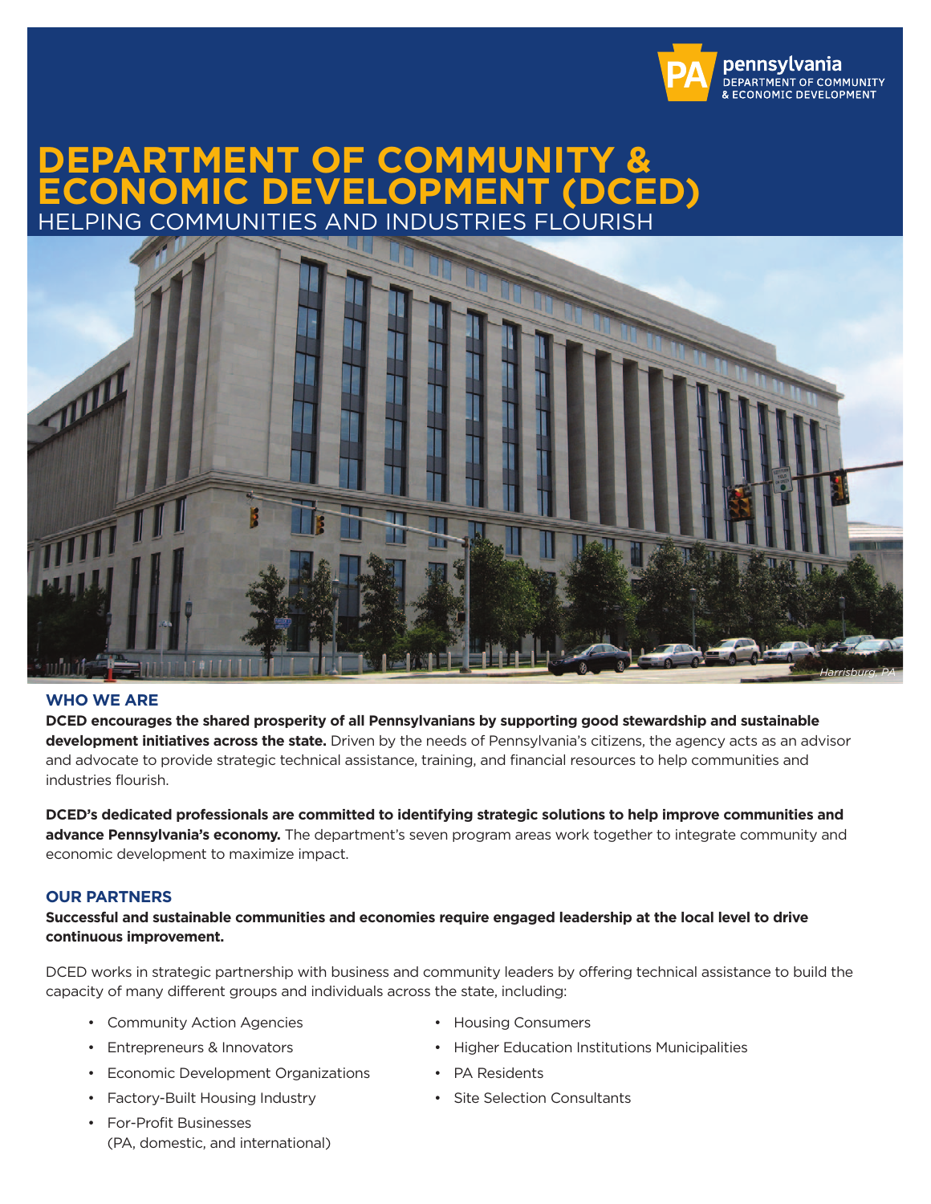pennsylvania
DEPARTMENT OF COMMUNITY
& ECONOMIC DEVELOPMENT

# DEPARTMENT OF COMMUNITY & ECONOMIC DEVELOPMENT (DCED)

## HELPING COMMUNITIES AND INDUSTRIES FLOURISH

*Harrisburg, PA*

### WHO WE ARE

**DCED encourages the shared prosperity of all Pennsylvanians by supporting good stewardship and sustainable development initiatives across the state.** Driven by the needs of Pennsylvania's citizens, the agency acts as an advisor and advocate to provide strategic technical assistance, training, and financial resources to help communities and industries flourish.

**DCED's dedicated professionals are committed to identifying strategic solutions to help improve communities and advance Pennsylvania's economy.** The department's seven program areas work together to integrate community and economic development to maximize impact.

### OUR PARTNERS

**Successful and sustainable communities and economies require engaged leadership at the local level to drive continuous improvement.**

DCED works in strategic partnership with business and community leaders by offering technical assistance to build the capacity of many different groups and individuals across the state, including:

- Community Action Agencies
- Entrepreneurs & Innovators
- Economic Development Organizations
- Factory-Built Housing Industry
- For-Profit Businesses (PA, domestic, and international)
- Housing Consumers
- Higher Education Institutions Municipalities
- PA Residents
- Site Selection Consultants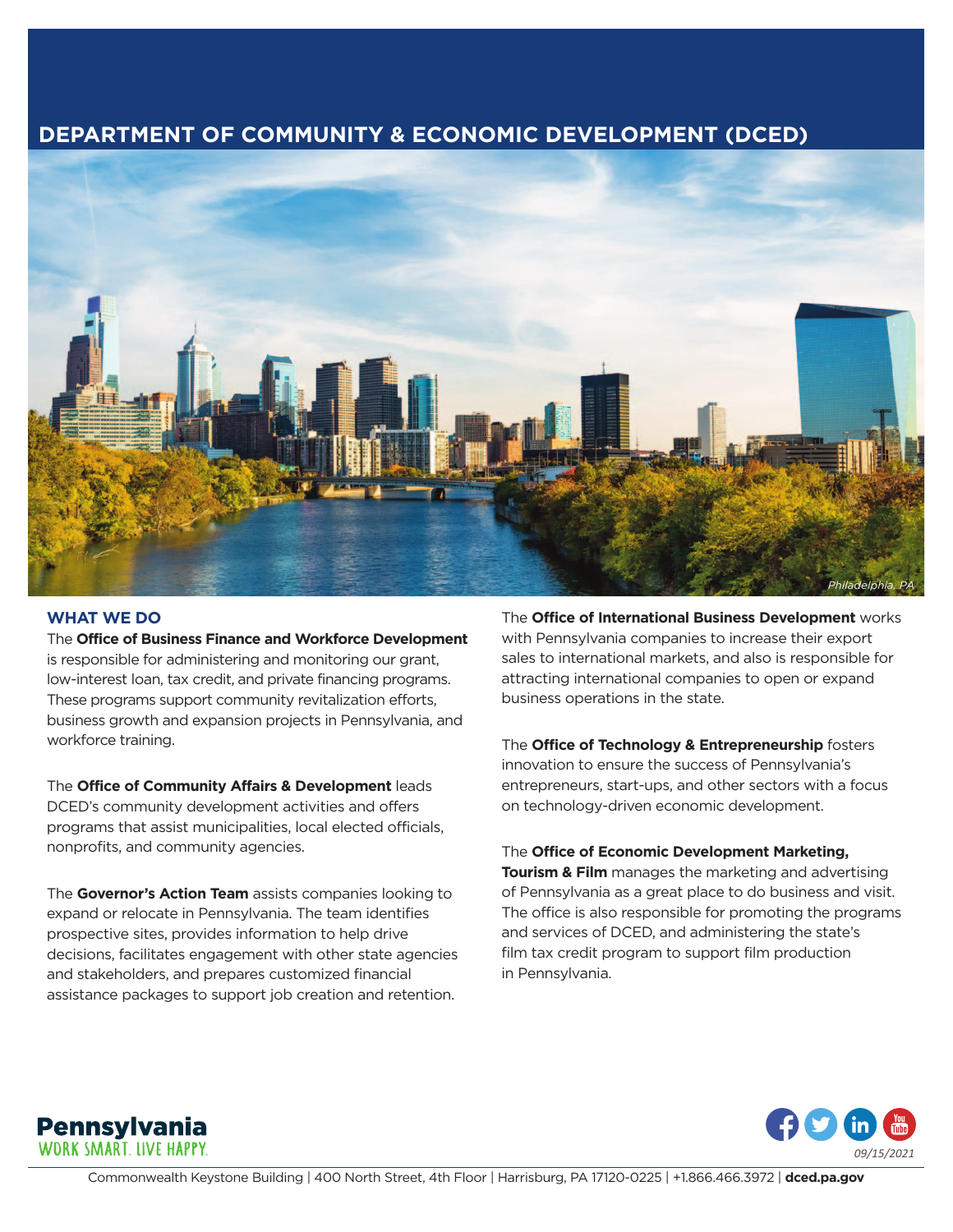# DEPARTMENT OF COMMUNITY & ECONOMIC DEVELOPMENT (DCED)

*Philadelphia, PA*

## WHAT WE DO

The **Office of Business Finance and Workforce Development** is responsible for administering and monitoring our grant, low-interest loan, tax credit, and private financing programs. These programs support community revitalization efforts, business growth and expansion projects in Pennsylvania, and workforce training.

The **Office of Community Affairs & Development** leads DCED's community development activities and offers programs that assist municipalities, local elected officials, nonprofits, and community agencies.

The **Governor's Action Team** assists companies looking to expand or relocate in Pennsylvania. The team identifies prospective sites, provides information to help drive decisions, facilitates engagement with other state agencies and stakeholders, and prepares customized financial assistance packages to support job creation and retention.

The **Office of International Business Development** works with Pennsylvania companies to increase their export sales to international markets, and also is responsible for attracting international companies to open or expand business operations in the state.

The **Office of Technology & Entrepreneurship** fosters innovation to ensure the success of Pennsylvania's entrepreneurs, start-ups, and other sectors with a focus on technology-driven economic development.

The **Office of Economic Development Marketing, Tourism & Film** manages the marketing and advertising of Pennsylvania as a great place to do business and visit. The office is also responsible for promoting the programs and services of DCED, and administering the state's film tax credit program to support film production in Pennsylvania.

Pennsylvania
WORK SMART. LIVE HAPPY.

09/15/2021

Commonwealth Keystone Building | 400 North Street, 4th Floor | Harrisburg, PA 17120-0225 | +1.866.466.3972 | **dced.pa.gov**